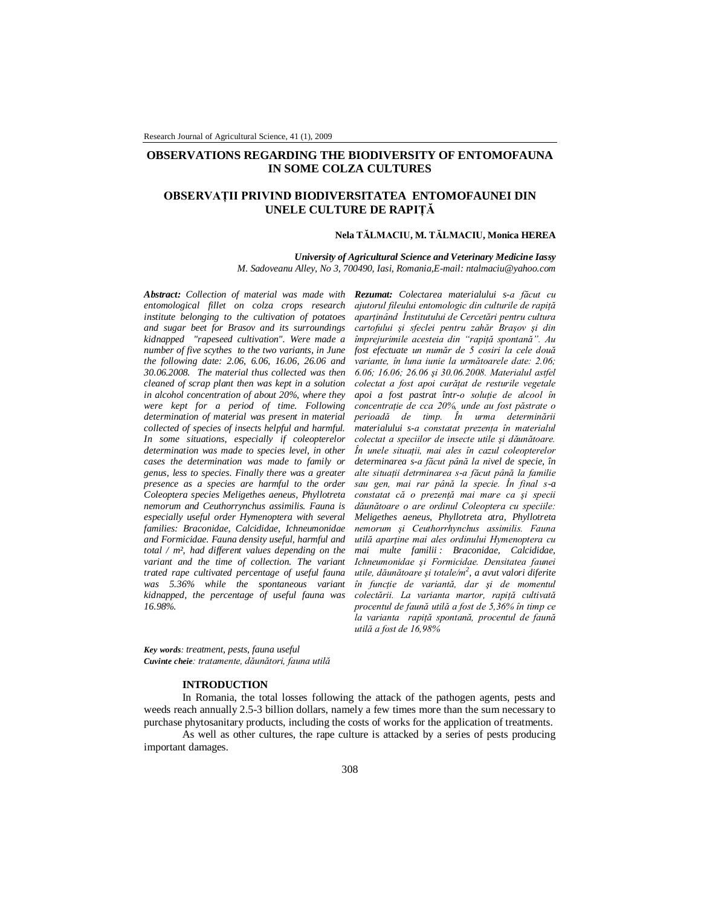# OBSERVATIONS REGARDING THE BIODIVERSITY OF ENTOMOFAUNA IN SOME COLZA CULTURES

# OBSERVAȚII PRIVIND BIODIVERSITATEA ENTOMOFAUNEI DIN UNELE CULTURE DE RAPIȚĂ

**Nela TĂLMACIU, M. TĂLMACIU, Monica HEREA**

***University of Agricultural Science and Veterinary Medicine Iassy***
*M. Sadoveanu Alley, No 3, 700490, Iasi, Romania,E-mail: ntalmaciu@yahoo.com*

***Abstract:*** *Collection of material was made with entomological fillet on colza crops research institute belonging to the cultivation of potatoes and sugar beet for Brasov and its surroundings kidnapped "rapeseed cultivation". Were made a number of five scythes to the two variants, in June the following date: 2.06, 6.06, 16.06, 26.06 and 30.06.2008. The material thus collected was then cleaned of scrap plant then was kept in a solution in alcohol concentration of about 20%, where they were kept for a period of time. Following determination of material was present in material collected of species of insects helpful and harmful. In some situations, especially if coleopterelor determination was made to species level, in other cases the determination was made to family or genus, less to species. Finally there was a greater presence as a species are harmful to the order Coleoptera species Meligethes aeneus, Phyllotreta nemorum and Ceuthorrynchus assimilis. Fauna is especially useful order Hymenoptera with several families: Braconidae, Calcididae, Ichneumonidae and Formicidae. Fauna density useful, harmful and total / m², had different values depending on the variant and the time of collection. The variant trated rape cultivated percentage of useful fauna was 5.36% while the spontaneous variant kidnapped, the percentage of useful fauna was 16.98%.*

***Rezumat:*** *Colectarea materialului s-a făcut cu ajutorul fileului entomologic din culturile de rapiță aparținând Înstitutului de Cercetări pentru cultura cartofului și sfeclei pentru zahăr Braşov şi din împrejurimile acesteia din "rapiță spontană". Au fost efectuate un număr de 5 cosiri la cele două variante, în luna iunie la următoarele date: 2.06; 6.06; 16.06; 26.06 şi 30.06.2008. Materialul astfel colectat a fost apoi curățat de resturile vegetale apoi a fost pastrat într-o soluție de alcool în concentrație de cca 20%, unde au fost păstrate o perioadă de timp. În urma determinării materialului s-a constatat prezența în materialul colectat a speciilor de insecte utile şi dăunătoare. În unele situații, mai ales în cazul coleopterelor determinarea s-a făcut până la nivel de specie, în alte situații detrminarea s-a făcut până la familie sau gen, mai rar până la specie. În final s-a constatat că o prezență mai mare ca şi specii dăunătoare o are ordinul Coleoptera cu speciile: Meligethes aeneus, Phyllotreta atra, Phyllotreta nemorum şi Ceuthorrhynchus assimilis. Fauna utilă aparține mai ales ordinului Hymenoptera cu mai multe familii : Braconidae, Calcididae, Ichneumonidae şi Formicidae. Densitatea faunei utile, dăunătoare şi totale/m$^2$, a avut valori diferite în funcție de variantă, dar şi de momentul colectării. La varianta martor, rapiță cultivată procentul de faună utilă a fost de 5,36% în timp ce la varianta rapiță spontană, procentul de faună utilă a fost de 16,98%*

***Key words****: treatment, pests, fauna useful*
***Cuvinte cheie****: tratamente, dăunători, fauna utilă*

## INTRODUCTION

In Romania, the total losses following the attack of the pathogen agents, pests and weeds reach annually 2.5-3 billion dollars, namely a few times more than the sum necessary to purchase phytosanitary products, including the costs of works for the application of treatments.

As well as other cultures, the rape culture is attacked by a series of pests producing important damages.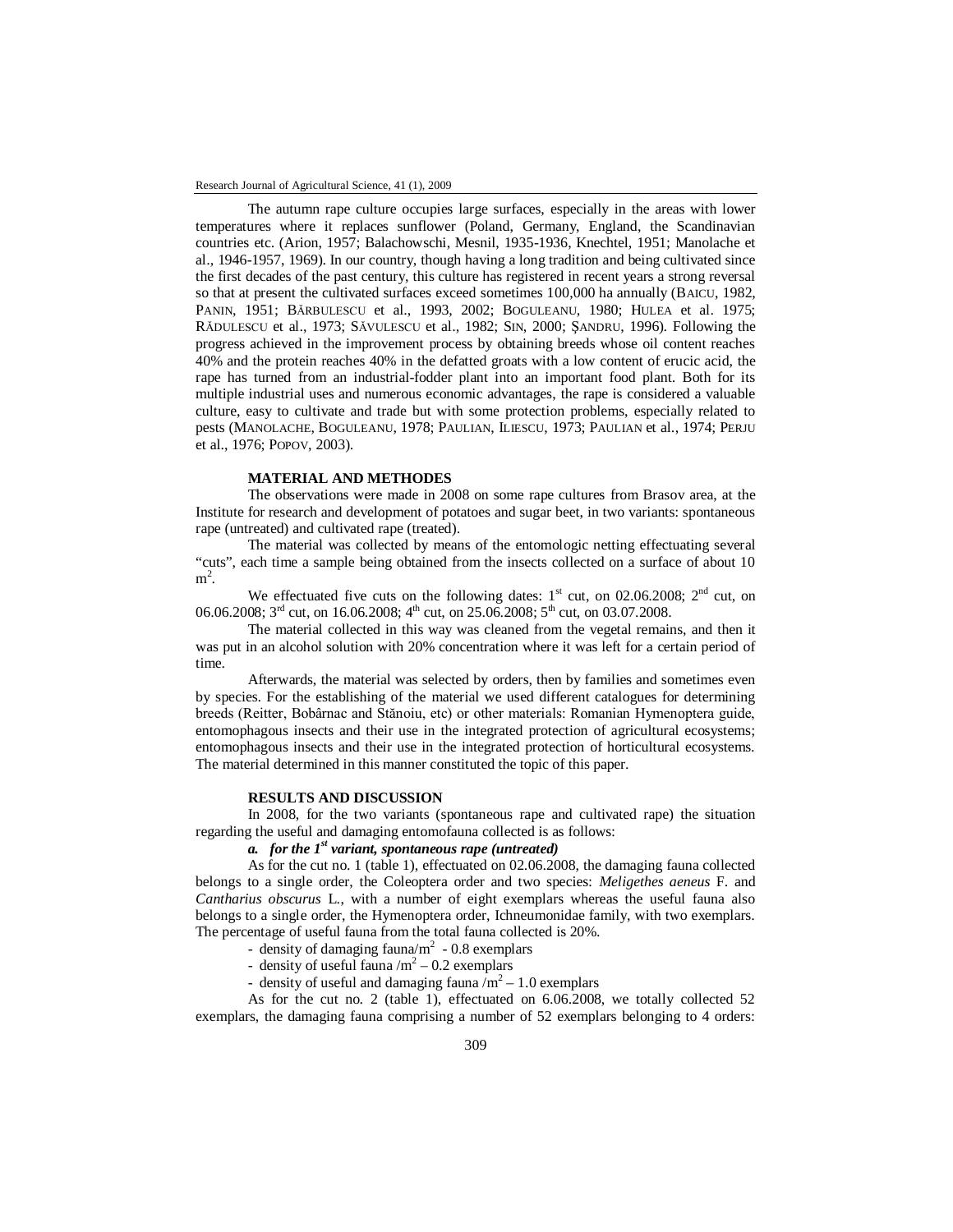The autumn rape culture occupies large surfaces, especially in the areas with lower temperatures where it replaces sunflower (Poland, Germany, England, the Scandinavian countries etc. (Arion, 1957; Balachowschi, Mesnil, 1935-1936, Knechtel, 1951; Manolache et al., 1946-1957, 1969). In our country, though having a long tradition and being cultivated since the first decades of the past century, this culture has registered in recent years a strong reversal so that at present the cultivated surfaces exceed sometimes 100,000 ha annually (BAICU, 1982, PANIN, 1951; BĂRBULESCU et al., 1993, 2002; BOGULEANU, 1980; HULEA et al. 1975; RĂDULESCU et al., 1973; SĂVULESCU et al., 1982; SIN, 2000; ŞANDRU, 1996). Following the progress achieved in the improvement process by obtaining breeds whose oil content reaches 40% and the protein reaches 40% in the defatted groats with a low content of erucic acid, the rape has turned from an industrial-fodder plant into an important food plant. Both for its multiple industrial uses and numerous economic advantages, the rape is considered a valuable culture, easy to cultivate and trade but with some protection problems, especially related to pests (MANOLACHE, BOGULEANU, 1978; PAULIAN, ILIESCU, 1973; PAULIAN et al., 1974; PERJU et al., 1976; POPOV, 2003).

## MATERIAL AND METHODES

The observations were made in 2008 on some rape cultures from Brasov area, at the Institute for research and development of potatoes and sugar beet, in two variants: spontaneous rape (untreated) and cultivated rape (treated).

The material was collected by means of the entomologic netting effectuating several "cuts", each time a sample being obtained from the insects collected on a surface of about 10 $m^2$.

We effectuated five cuts on the following dates: 1st cut, on 02.06.2008; 2nd cut, on 06.06.2008; 3rd cut, on 16.06.2008; 4th cut, on 25.06.2008; 5th cut, on 03.07.2008.

The material collected in this way was cleaned from the vegetal remains, and then it was put in an alcohol solution with 20% concentration where it was left for a certain period of time.

Afterwards, the material was selected by orders, then by families and sometimes even by species. For the establishing of the material we used different catalogues for determining breeds (Reitter, Bobârnac and Stănoiu, etc) or other materials: Romanian Hymenoptera guide, entomophagous insects and their use in the integrated protection of agricultural ecosystems; entomophagous insects and their use in the integrated protection of horticultural ecosystems. The material determined in this manner constituted the topic of this paper.

## RESULTS AND DISCUSSION

In 2008, for the two variants (spontaneous rape and cultivated rape) the situation regarding the useful and damaging entomofauna collected is as follows:

### *a. for the 1st variant, spontaneous rape (untreated)*

As for the cut no. 1 (table 1), effectuated on 02.06.2008, the damaging fauna collected belongs to a single order, the Coleoptera order and two species: *Meligethes aeneus* F. and *Cantharius obscurus* L., with a number of eight exemplars whereas the useful fauna also belongs to a single order, the Hymenoptera order, Ichneumonidae family, with two exemplars. The percentage of useful fauna from the total fauna collected is 20%.

- density of damaging fauna/$m^2$ - 0.8 exemplars
- density of useful fauna /$m^2$ – 0.2 exemplars
- density of useful and damaging fauna /$m^2$ – 1.0 exemplars

As for the cut no. 2 (table 1), effectuated on 6.06.2008, we totally collected 52 exemplars, the damaging fauna comprising a number of 52 exemplars belonging to 4 orders: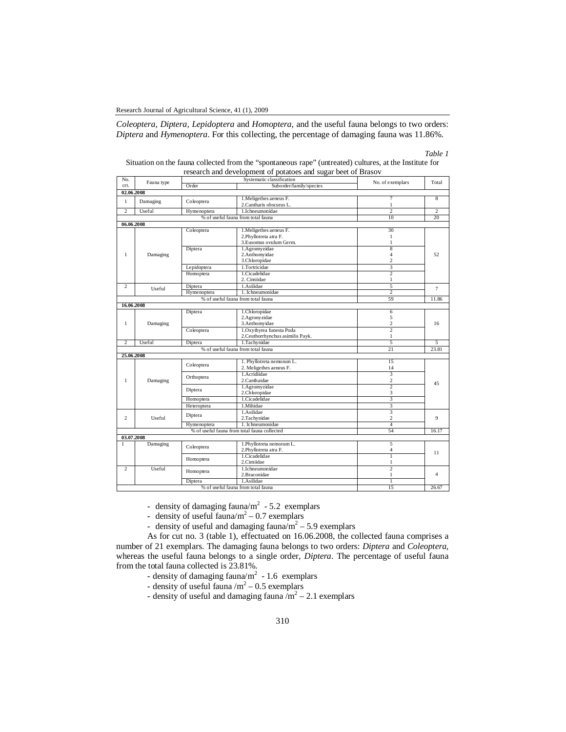*Coleoptera*, *Diptera*, *Lepidoptera* and *Homoptera*, and the useful fauna belongs to two orders: *Diptera* and *Hymenoptera*. For this collecting, the percentage of damaging fauna was 11.86%.

*Table 1*

Situation on the fauna collected from the "spontaneous rape" (untreated) cultures, at the Institute for research and development of potatoes and sugar beet of Brasov

| No. crt. | Fauna type | Systematic classification | | No. of exemplars | Total |
|---|---|---|---|---|---|
| | | Order | Suborder/family/species | | |
| **02.06.2008** | | | | | |
| 1 | Damaging | Coleoptera | 1.Meligethes aeneus F. | 7 | 8 |
| | | | 2.Cantharis obscurus L. | 1 | |
| 2 | Useful | Hymenoptera | 1.Ichneumonidae | 2 | 2 |
| | | % of useful fauna from total fauna | | 10 | 20 |
| **06.06.2008** | | | | | |
| 1 | Damaging | Coleoptera | 1.Meligethes aeneus F. | 30 | 52 |
| | | | 2.Phyllotreta atra F. | 1 | |
| | | | 3.Eusomus ovulum Germ. | 1 | |
| | | Diptera | 1.Agromyzidae | 8 | |
| | | | 2.Anthomyidae | 4 | |
| | | | 3.Chloropidae | 2 | |
| | | Lepidoptera | 1.Tortricidae | 3 | |
| | | Homoptera | 1.Cicadelidae | 2 | |
| | | | 2. Cimiidae | 1 | |
| 2 | Useful | Diptera | 1.Asilidae | 5 | 7 |
| | | Hymenoptera | 1. Ichneumonidae | 2 | |
| | | % of useful fauna from total fauna | | 59 | 11.86 |
| **16.06.2008** | | | | | |
| 1 | Damaging | Diptera | 1.Chloropidae | 6 | 16 |
| | | | 2.Agronyzidae | 5 | |
| | | | 3.Anthomyidae | 2 | |
| | | Coleoptera | 1.Oxythyrea funesta Poda | 2 | |
| | | | 2.Ceuthorrhynchus asimilis Payk. | 1 | |
| 2 | Useful | Diptera | 1.Tachynidae | 5 | 5 |
| | | % of useful fauna from total fauna | | 21 | 23.81 |
| **25.06.2008** | | | | | |
| 1 | Damaging | Coleoptera | 1. Phyllotreta nemorum L. | 15 | 45 |
| | | | 2. Meligethes aeneus F. | 14 | |
| | | Orthoptera | 1.Acridiidae | 3 | |
| | | | 2.Canthaidae | 2 | |
| | | Diptera | 1.Agromyzidae | 2 | |
| | | | 2.Chloropidae | 3 | |
| | | Homoptera | 1.Cicadelidae | 3 | |
| | | Heteroptera | 1.Mihidae | 3 | |
| 2 | Useful | Diptera | 1.Asilidae | 3 | 9 |
| | | | 2.Tachynidae | 2 | |
| | | Hymenoptera | 1. Ichneumonidae | 4 | |
| | | % of useful fauna from total fauna collected | | 54 | 16.17 |
| **03.07.2008** | | | | | |
| 1 | Damaging | Coleoptera | 1.Phyllotreta nemorum L. | 5 | 11 |
| | | | 2.Phyllotreta atra F. | 4 | |
| | | Homoptera | 1.Cicadelidae | 1 | |
| | | | 2.Cimiidae | 1 | |
| 2 | Useful | Homoptera | 1.Ichneumonidae | 2 | 4 |
| | | | 2.Braconidae | 1 | |
| | | Diptera | 1.Asilidae | 1 | |
| | | % of useful fauna from total fauna | | 15 | 26.67 |

- density of damaging fauna/$m^2$ - 5.2 exemplars
- density of useful fauna/$m^2$ – 0.7 exemplars
- density of useful and damaging fauna/$m^2$ – 5.9 exemplars

As for cut no. 3 (table 1), effectuated on 16.06.2008, the collected fauna comprises a number of 21 exemplars. The damaging fauna belongs to two orders: *Diptera* and *Coleoptera*, whereas the useful fauna belongs to a single order, *Diptera*. The percentage of useful fauna from the total fauna collected is 23.81%.

- density of damaging fauna/$m^2$ - 1.6 exemplars
- density of useful fauna /$m^2$ – 0.5 exemplars
- density of useful and damaging fauna /$m^2$ – 2.1 exemplars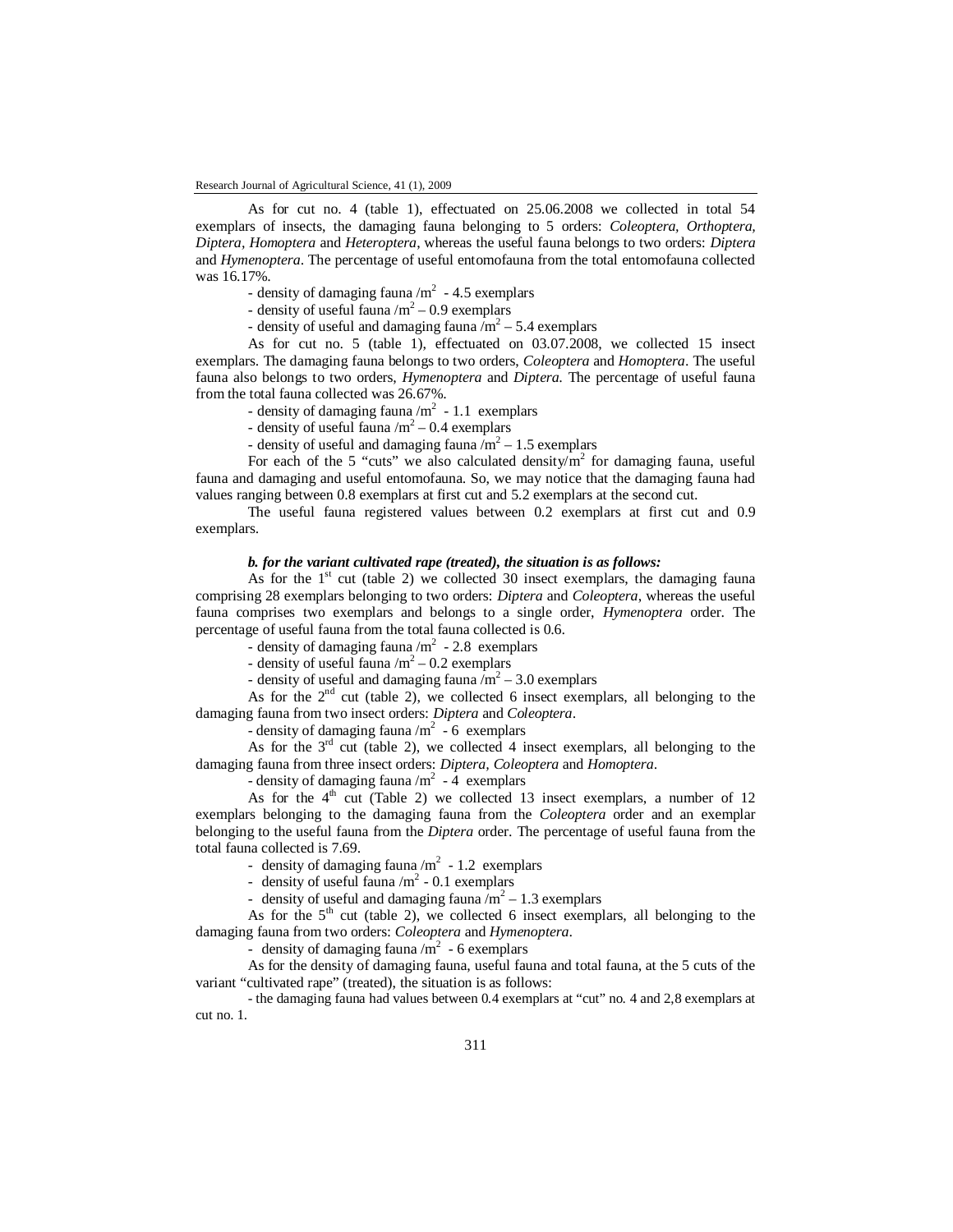As for cut no. 4 (table 1), effectuated on 25.06.2008 we collected in total 54 exemplars of insects, the damaging fauna belonging to 5 orders: *Coleoptera*, *Orthoptera, Diptera, Homoptera* and *Heteroptera*, whereas the useful fauna belongs to two orders: *Diptera* and *Hymenoptera*. The percentage of useful entomofauna from the total entomofauna collected was 16.17%.

- density of damaging fauna /$m^2$ - 4.5 exemplars
- density of useful fauna /$m^2$ – 0.9 exemplars
- density of useful and damaging fauna /$m^2$ – 5.4 exemplars

As for cut no. 5 (table 1), effectuated on 03.07.2008, we collected 15 insect exemplars. The damaging fauna belongs to two orders, *Coleoptera* and *Homoptera*. The useful fauna also belongs to two orders, *Hymenoptera* and *Diptera.* The percentage of useful fauna from the total fauna collected was 26.67%.

- density of damaging fauna /$m^2$ - 1.1 exemplars
- density of useful fauna /$m^2$ – 0.4 exemplars
- density of useful and damaging fauna /$m^2$ – 1.5 exemplars

For each of the 5 "cuts" we also calculated density/$m^2$ for damaging fauna, useful fauna and damaging and useful entomofauna. So, we may notice that the damaging fauna had values ranging between 0.8 exemplars at first cut and 5.2 exemplars at the second cut.

The useful fauna registered values between 0.2 exemplars at first cut and 0.9 exemplars.

***b. for the variant cultivated rape (treated), the situation is as follows:***

As for the 1st cut (table 2) we collected 30 insect exemplars, the damaging fauna comprising 28 exemplars belonging to two orders: *Diptera* and *Coleoptera*, whereas the useful fauna comprises two exemplars and belongs to a single order, *Hymenoptera* order. The percentage of useful fauna from the total fauna collected is 0.6.

- density of damaging fauna /$m^2$ - 2.8 exemplars
- density of useful fauna /$m^2$ – 0.2 exemplars
- density of useful and damaging fauna /$m^2$ – 3.0 exemplars

As for the 2nd cut (table 2), we collected 6 insect exemplars, all belonging to the damaging fauna from two insect orders: *Diptera* and *Coleoptera*.

- density of damaging fauna /$m^2$ - 6 exemplars

As for the 3rd cut (table 2), we collected 4 insect exemplars, all belonging to the damaging fauna from three insect orders: *Diptera, Coleoptera* and *Homoptera*.

- density of damaging fauna /$m^2$ - 4 exemplars

As for the 4th cut (Table 2) we collected 13 insect exemplars, a number of 12 exemplars belonging to the damaging fauna from the *Coleoptera* order and an exemplar belonging to the useful fauna from the *Diptera* order. The percentage of useful fauna from the total fauna collected is 7.69.

- density of damaging fauna /$m^2$ - 1.2 exemplars
- density of useful fauna /$m^2$ - 0.1 exemplars
- density of useful and damaging fauna /$m^2$ – 1.3 exemplars

As for the 5th cut (table 2), we collected 6 insect exemplars, all belonging to the damaging fauna from two orders: *Coleoptera* and *Hymenoptera*.

- density of damaging fauna /$m^2$ - 6 exemplars

As for the density of damaging fauna, useful fauna and total fauna, at the 5 cuts of the variant "cultivated rape" (treated), the situation is as follows:

- the damaging fauna had values between 0.4 exemplars at "cut" no. 4 and 2,8 exemplars at cut no. 1.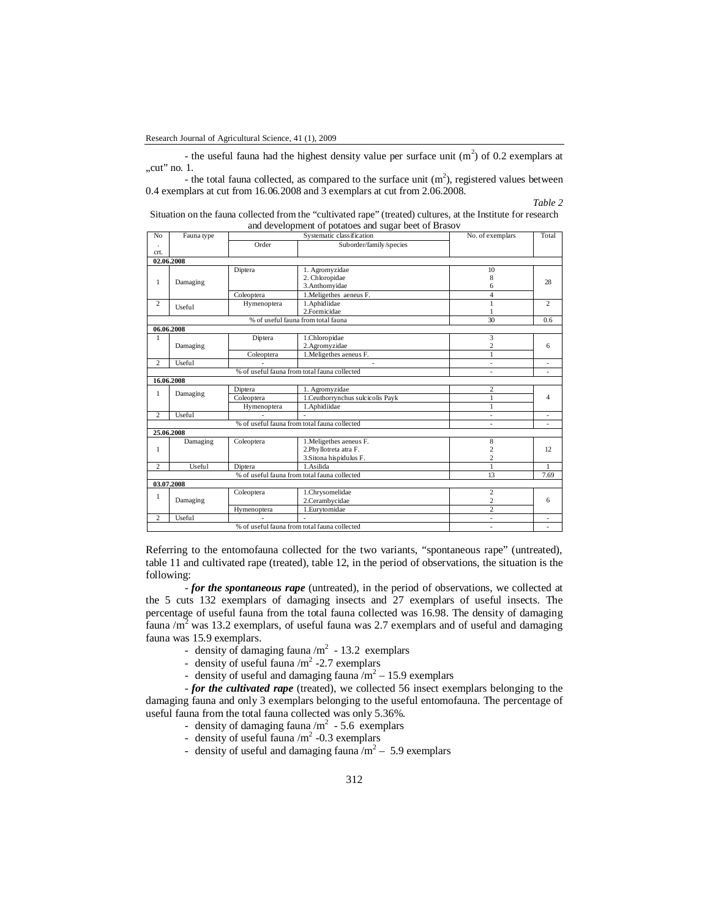- the useful fauna had the highest density value per surface unit ($m^2$) of 0.2 exemplars at „cut" no. 1.

- the total fauna collected, as compared to the surface unit ($m^2$), registered values between 0.4 exemplars at cut from 16.06.2008 and 3 exemplars at cut from 2.06.2008.

*Table 2*

Situation on the fauna collected from the "cultivated rape" (treated) cultures, at the Institute for research and development of potatoes and sugar beet of Brasov

| No. crt. | Fauna type | Systematic classification | | No. of exemplars | Total |
|---|---|---|---|---|---|
| | | Order | Suborder/family/species | | |
| **02.06.2008** | | | | | |
| 1 | Damaging | Diptera | 1. Agromyzidae<br>2. Chloropidae<br>3.Anthomyidae | 10<br>8<br>6 | 28 |
| | | Coleoptera | 1.Meligethes aeneus F. | 4 | |
| 2 | Useful | Hymenoptera | 1.Aphidiidae<br>2.Formicidae | 1<br>1 | 2 |
| % of useful fauna from total fauna | | | | 30 | 0.6 |
| **06.06.2008** | | | | | |
| 1 | Damaging | Diptera | 1.Chloropidae<br>2.Agromyzidae | 3<br>2 | 6 |
| | | Coleoptera | 1.Meligethes aeneus F. | 1 | |
| 2 | Useful | - | - | - | - |
| % of useful fauna from total fauna collected | | | | - | - |
| **16.06.2008** | | | | | |
| 1 | Damaging | Diptera | 1. Agromyzidae | 2 | 4 |
| | | Coleoptera | 1.Ceuthorrynchus sulcicolis Payk | 1 | |
| | | Hymenoptera | 1.Aphidiidae | 1 | |
| 2 | Useful | - | - | - | - |
| % of useful fauna from total fauna collected | | | | - | - |
| **25.06.2008** | | | | | |
| 1 | Damaging | Coleoptera | 1.Meligethes aeneus F.<br>2.Phyllotreta atra F.<br>3.Sitona hispidulus F. | 8<br>2<br>2 | 12 |
| 2 | Useful | Diptera | 1.Asilida | 1 | 1 |
| % of useful fauna from total fauna collected | | | | 13 | 7.69 |
| **03.07.2008** | | | | | |
| 1 | Damaging | Coleoptera | 1.Chrysomelidae<br>2.Cerambycidae | 2<br>2 | 6 |
| | | Hymenoptera | 1.Eurytomidae | 2 | |
| 2 | Useful | - | - | - | - |
| % of useful fauna from total fauna collected | | | | - | - |

Referring to the entomofauna collected for the two variants, "spontaneous rape" (untreated), table 11 and cultivated rape (treated), table 12, in the period of observations, the situation is the following:

- ***for the spontaneous rape*** (untreated), in the period of observations, we collected at the 5 cuts 132 exemplars of damaging insects and 27 exemplars of useful insects. The percentage of useful fauna from the total fauna collected was 16.98. The density of damaging fauna /$m^2$ was 13.2 exemplars, of useful fauna was 2.7 exemplars and of useful and damaging fauna was 15.9 exemplars.

- density of damaging fauna /$m^2$ - 13.2 exemplars
- density of useful fauna /$m^2$ -2.7 exemplars
- density of useful and damaging fauna /$m^2$ – 15.9 exemplars

- ***for the cultivated rape*** (treated), we collected 56 insect exemplars belonging to the damaging fauna and only 3 exemplars belonging to the useful entomofauna. The percentage of useful fauna from the total fauna collected was only 5.36%.

- density of damaging fauna /$m^2$ - 5.6 exemplars
- density of useful fauna /$m^2$ -0.3 exemplars
- density of useful and damaging fauna /$m^2$ – 5.9 exemplars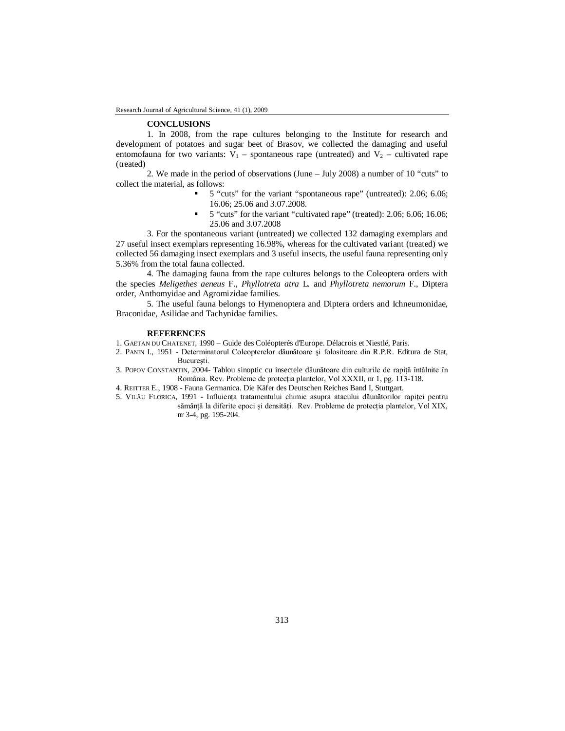**CONCLUSIONS**

1. In 2008, from the rape cultures belonging to the Institute for research and development of potatoes and sugar beet of Brasov, we collected the damaging and useful entomofauna for two variants: $V_1$ – spontaneous rape (untreated) and $V_2$ – cultivated rape (treated)

2. We made in the period of observations (June – July 2008) a number of 10 "cuts" to collect the material, as follows:

- 5 "cuts" for the variant "spontaneous rape" (untreated): 2.06; 6.06; 16.06; 25.06 and 3.07.2008.
- 5 "cuts" for the variant "cultivated rape" (treated): 2.06; 6.06; 16.06; 25.06 and 3.07.2008

3. For the spontaneous variant (untreated) we collected 132 damaging exemplars and 27 useful insect exemplars representing 16.98%, whereas for the cultivated variant (treated) we collected 56 damaging insect exemplars and 3 useful insects, the useful fauna representing only 5.36% from the total fauna collected.

4. The damaging fauna from the rape cultures belongs to the Coleoptera orders with the species *Meligethes aeneus* F., *Phyllotreta atra* L. and *Phyllotreta nemorum* F., Diptera order, Anthomyidae and Agromizidae families.

5. The useful fauna belongs to Hymenoptera and Diptera orders and Ichneumonidae, Braconidae, Asilidae and Tachynidae families.

**REFERENCES**

1. GAËTAN DU CHATENET, 1990 – Guide des Coléopterés d'Europe. Délacrois et Niestlé, Paris.
2. PANIN I., 1951 - Determinatorul Coleopterelor dăunătoare şi folositoare din R.P.R. Editura de Stat, Bucureşti.
3. POPOV CONSTANTIN, 2004- Tablou sinoptic cu insectele dăunătoare din culturile de rapiță întâlnite în România. Rev. Probleme de protecția plantelor, Vol XXXII, nr 1, pg. 113-118.
4. REITTER E., 1908 - Fauna Germanica. Die Käfer des Deutschen Reiches Band I, Stuttgart.
5. VILĂU FLORICA, 1991 - Influența tratamentului chimic asupra atacului dăunătorilor rapiței pentru sămânță la diferite epoci și densități. Rev. Probleme de protecția plantelor, Vol XIX, nr 3-4, pg. 195-204.